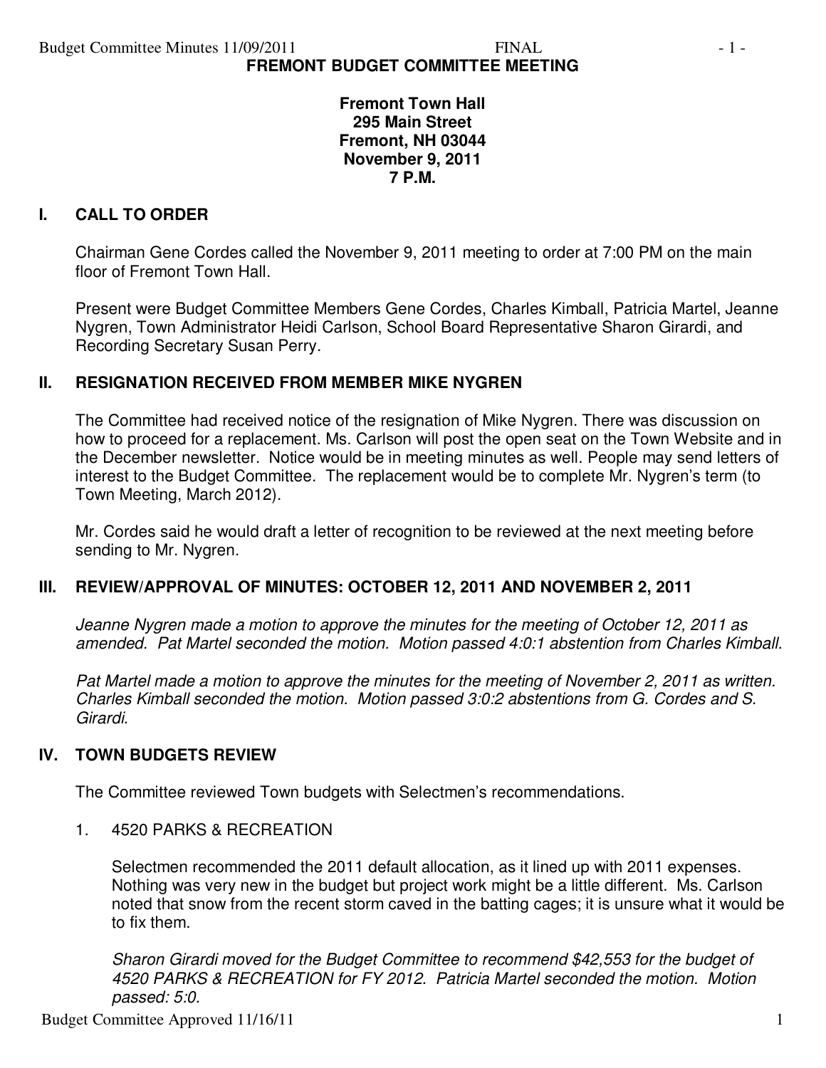# FREMONT BUDGET COMMITTEE MEETING

**Fremont Town Hall**
**295 Main Street**
**Fremont, NH 03044**
**November 9, 2011**
**7 P.M.**

## I. CALL TO ORDER

Chairman Gene Cordes called the November 9, 2011 meeting to order at 7:00 PM on the main floor of Fremont Town Hall.

Present were Budget Committee Members Gene Cordes, Charles Kimball, Patricia Martel, Jeanne Nygren, Town Administrator Heidi Carlson, School Board Representative Sharon Girardi, and Recording Secretary Susan Perry.

## II. RESIGNATION RECEIVED FROM MEMBER MIKE NYGREN

The Committee had received notice of the resignation of Mike Nygren. There was discussion on how to proceed for a replacement. Ms. Carlson will post the open seat on the Town Website and in the December newsletter. Notice would be in meeting minutes as well. People may send letters of interest to the Budget Committee. The replacement would be to complete Mr. Nygren's term (to Town Meeting, March 2012).

Mr. Cordes said he would draft a letter of recognition to be reviewed at the next meeting before sending to Mr. Nygren.

## III. REVIEW/APPROVAL OF MINUTES: OCTOBER 12, 2011 AND NOVEMBER 2, 2011

*Jeanne Nygren made a motion to approve the minutes for the meeting of October 12, 2011 as amended. Pat Martel seconded the motion. Motion passed 4:0:1 abstention from Charles Kimball.*

*Pat Martel made a motion to approve the minutes for the meeting of November 2, 2011 as written. Charles Kimball seconded the motion. Motion passed 3:0:2 abstentions from G. Cordes and S. Girardi.*

## IV. TOWN BUDGETS REVIEW

The Committee reviewed Town budgets with Selectmen's recommendations.

1. 4520 PARKS & RECREATION

   Selectmen recommended the 2011 default allocation, as it lined up with 2011 expenses. Nothing was very new in the budget but project work might be a little different. Ms. Carlson noted that snow from the recent storm caved in the batting cages; it is unsure what it would be to fix them.

   *Sharon Girardi moved for the Budget Committee to recommend $42,553 for the budget of 4520 PARKS & RECREATION for FY 2012. Patricia Martel seconded the motion. Motion passed: 5:0.*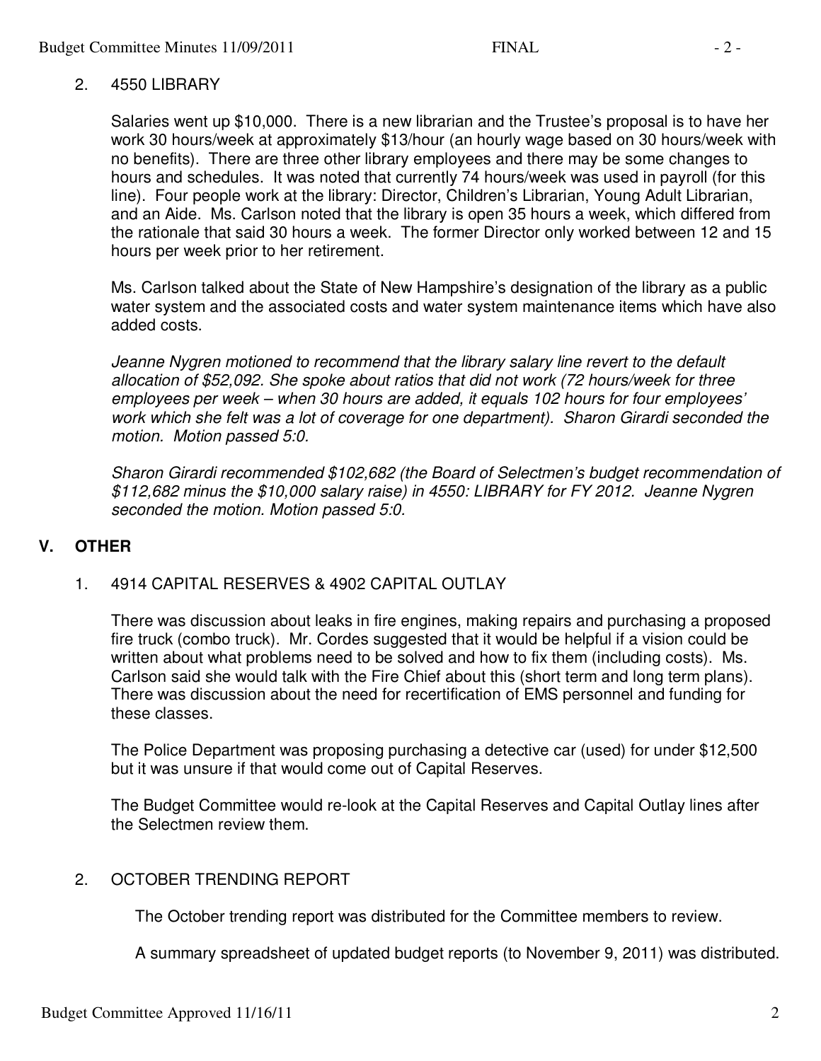2. 4550 LIBRARY

Salaries went up $10,000. There is a new librarian and the Trustee's proposal is to have her work 30 hours/week at approximately $13/hour (an hourly wage based on 30 hours/week with no benefits). There are three other library employees and there may be some changes to hours and schedules. It was noted that currently 74 hours/week was used in payroll (for this line). Four people work at the library: Director, Children's Librarian, Young Adult Librarian, and an Aide. Ms. Carlson noted that the library is open 35 hours a week, which differed from the rationale that said 30 hours a week. The former Director only worked between 12 and 15 hours per week prior to her retirement.

Ms. Carlson talked about the State of New Hampshire's designation of the library as a public water system and the associated costs and water system maintenance items which have also added costs.

*Jeanne Nygren motioned to recommend that the library salary line revert to the default allocation of $52,092. She spoke about ratios that did not work (72 hours/week for three employees per week – when 30 hours are added, it equals 102 hours for four employees' work which she felt was a lot of coverage for one department). Sharon Girardi seconded the motion. Motion passed 5:0.*

*Sharon Girardi recommended $102,682 (the Board of Selectmen's budget recommendation of $112,682 minus the $10,000 salary raise) in 4550: LIBRARY for FY 2012. Jeanne Nygren seconded the motion. Motion passed 5:0.*

## V. OTHER

1. 4914 CAPITAL RESERVES & 4902 CAPITAL OUTLAY

There was discussion about leaks in fire engines, making repairs and purchasing a proposed fire truck (combo truck). Mr. Cordes suggested that it would be helpful if a vision could be written about what problems need to be solved and how to fix them (including costs). Ms. Carlson said she would talk with the Fire Chief about this (short term and long term plans). There was discussion about the need for recertification of EMS personnel and funding for these classes.

The Police Department was proposing purchasing a detective car (used) for under $12,500 but it was unsure if that would come out of Capital Reserves.

The Budget Committee would re-look at the Capital Reserves and Capital Outlay lines after the Selectmen review them.

2. OCTOBER TRENDING REPORT

The October trending report was distributed for the Committee members to review.

A summary spreadsheet of updated budget reports (to November 9, 2011) was distributed.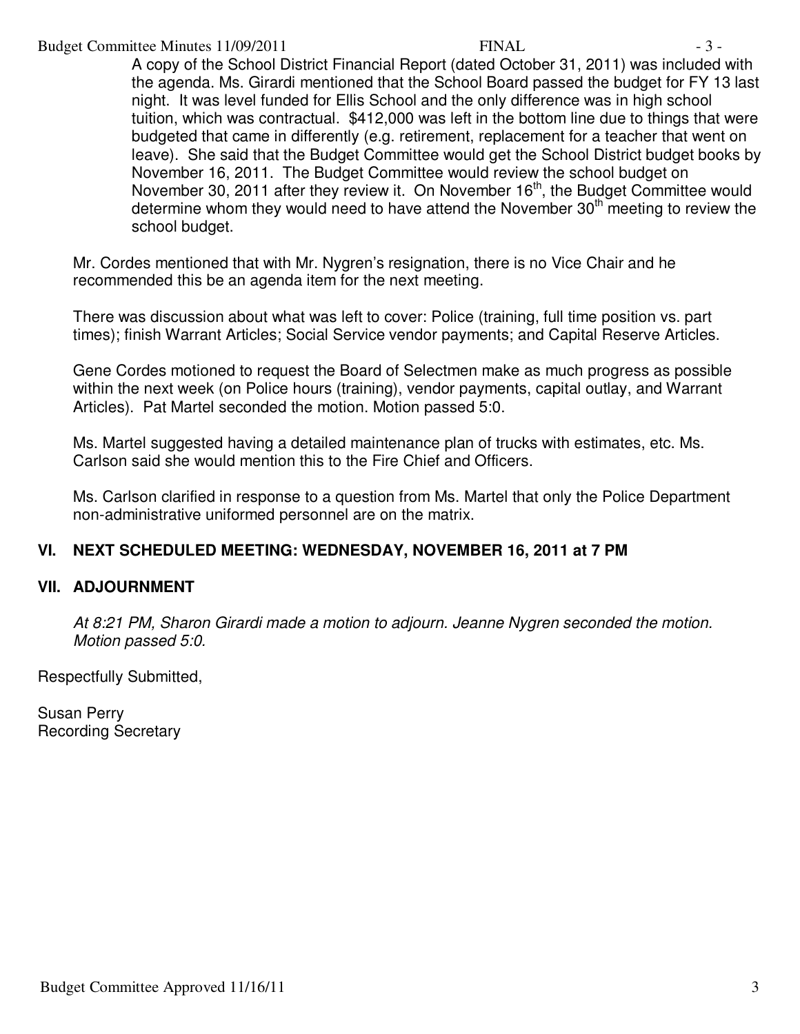A copy of the School District Financial Report (dated October 31, 2011) was included with the agenda. Ms. Girardi mentioned that the School Board passed the budget for FY 13 last night. It was level funded for Ellis School and the only difference was in high school tuition, which was contractual. $412,000 was left in the bottom line due to things that were budgeted that came in differently (e.g. retirement, replacement for a teacher that went on leave). She said that the Budget Committee would get the School District budget books by November 16, 2011. The Budget Committee would review the school budget on November 30, 2011 after they review it. On November 16th, the Budget Committee would determine whom they would need to have attend the November 30th meeting to review the school budget.

Mr. Cordes mentioned that with Mr. Nygren's resignation, there is no Vice Chair and he recommended this be an agenda item for the next meeting.

There was discussion about what was left to cover: Police (training, full time position vs. part times); finish Warrant Articles; Social Service vendor payments; and Capital Reserve Articles.

Gene Cordes motioned to request the Board of Selectmen make as much progress as possible within the next week (on Police hours (training), vendor payments, capital outlay, and Warrant Articles). Pat Martel seconded the motion. Motion passed 5:0.

Ms. Martel suggested having a detailed maintenance plan of trucks with estimates, etc. Ms. Carlson said she would mention this to the Fire Chief and Officers.

Ms. Carlson clarified in response to a question from Ms. Martel that only the Police Department non-administrative uniformed personnel are on the matrix.

## VI. NEXT SCHEDULED MEETING: WEDNESDAY, NOVEMBER 16, 2011 at 7 PM

## VII. ADJOURNMENT

*At 8:21 PM, Sharon Girardi made a motion to adjourn. Jeanne Nygren seconded the motion. Motion passed 5:0.*

Respectfully Submitted,

Susan Perry
Recording Secretary

Budget Committee Approved 11/16/11